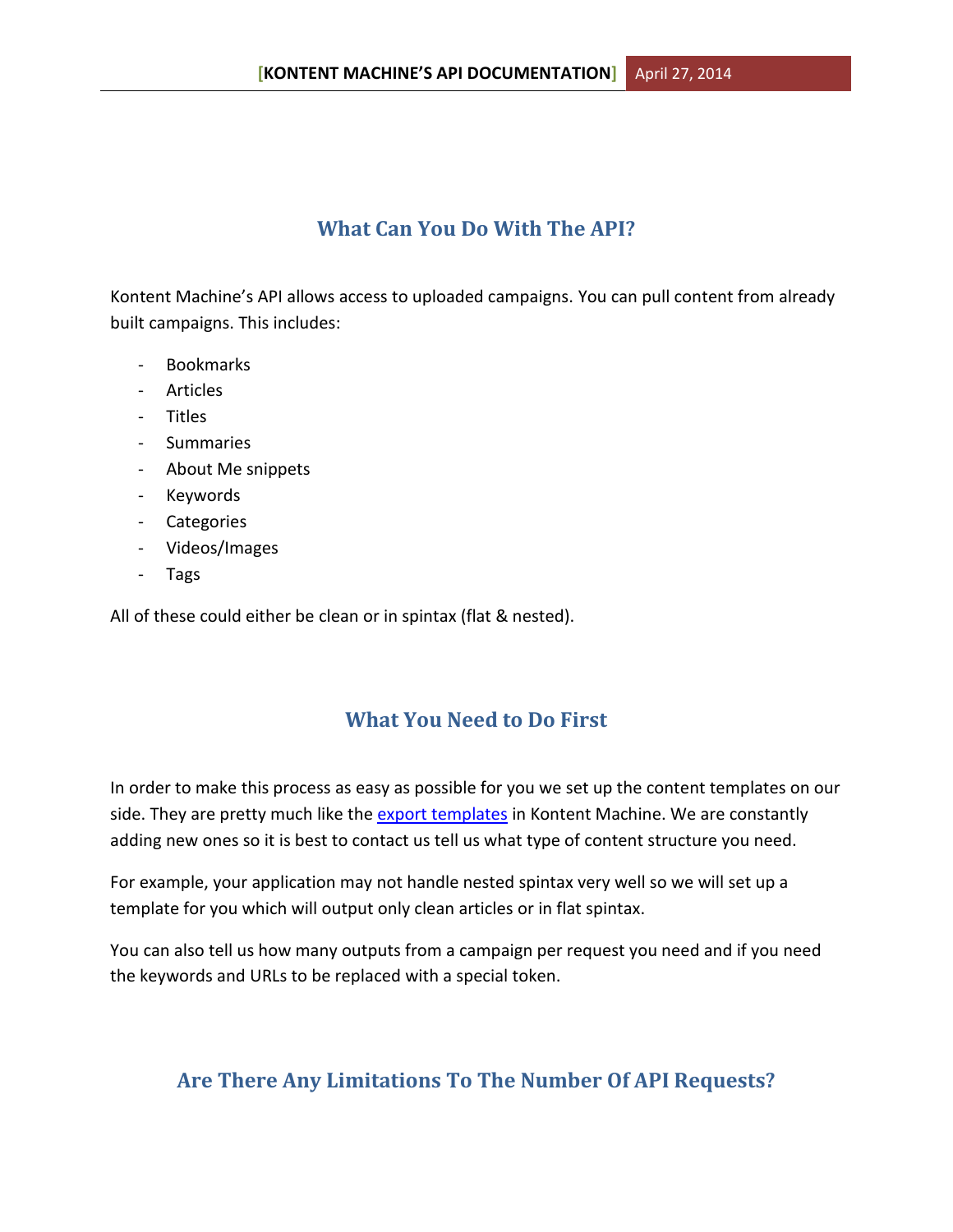## What Can You Do With The API?

Kontent Machine's API allows access to uploaded campaigns. You can pull content from already built campaigns. This includes:

- Bookmarks
- Articles
- Titles
- Summaries
- About Me snippets
- Keywords
- Categories
- Videos/Images
- Tags

All of these could either be clean or in spintax (flat & nested).

## What You Need to Do First

In order to make this process as easy as possible for you we set up the content templates on our side. They are pretty much like the [export templates]() in Kontent Machine. We are constantly adding new ones so it is best to contact us tell us what type of content structure you need.

For example, your application may not handle nested spintax very well so we will set up a template for you which will output only clean articles or in flat spintax.

You can also tell us how many outputs from a campaign per request you need and if you need the keywords and URLs to be replaced with a special token.

## Are There Any Limitations To The Number Of API Requests?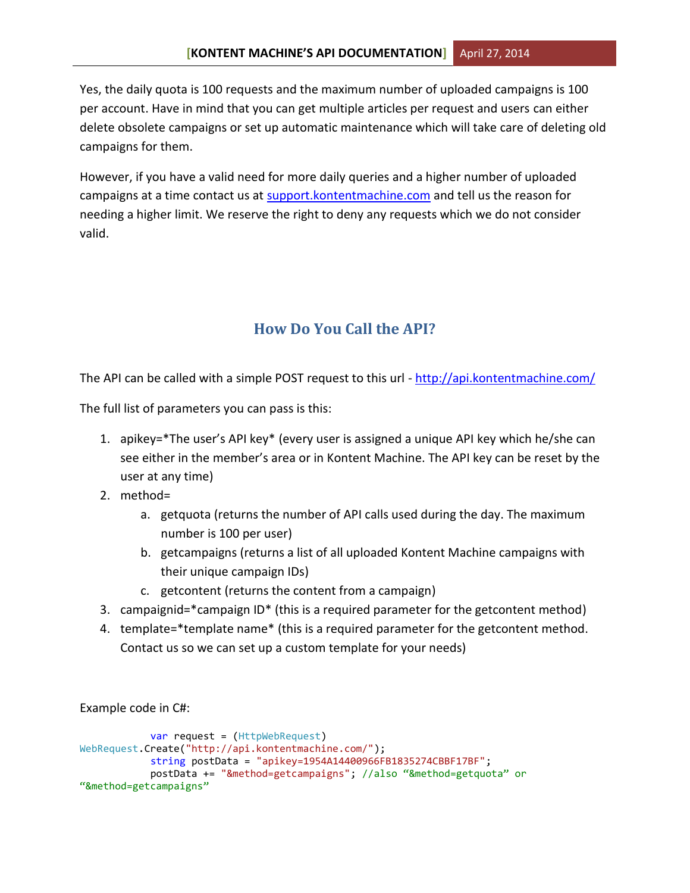Yes, the daily quota is 100 requests and the maximum number of uploaded campaigns is 100 per account. Have in mind that you can get multiple articles per request and users can either delete obsolete campaigns or set up automatic maintenance which will take care of deleting old campaigns for them.

However, if you have a valid need for more daily queries and a higher number of uploaded campaigns at a time contact us at support.kontentmachine.com and tell us the reason for needing a higher limit. We reserve the right to deny any requests which we do not consider valid.

## How Do You Call the API?

The API can be called with a simple POST request to this url - http://api.kontentmachine.com/

The full list of parameters you can pass is this:

1. apikey=*The user's API key* (every user is assigned a unique API key which he/she can see either in the member's area or in Kontent Machine. The API key can be reset by the user at any time)
2. method=
   a. getquota (returns the number of API calls used during the day. The maximum number is 100 per user)
   b. getcampaigns (returns a list of all uploaded Kontent Machine campaigns with their unique campaign IDs)
   c. getcontent (returns the content from a campaign)
3. campaignid=*campaign ID* (this is a required parameter for the getcontent method)
4. template=*template name* (this is a required parameter for the getcontent method. Contact us so we can set up a custom template for your needs)

Example code in C#:

```
            var request = (HttpWebRequest)
WebRequest.Create("http://api.kontentmachine.com/");
            string postData = "apikey=1954A14400966FB1835274CBBF17BF";
            postData += "&method=getcampaigns"; //also “&method=getquota” or
“&method=getcampaigns”
```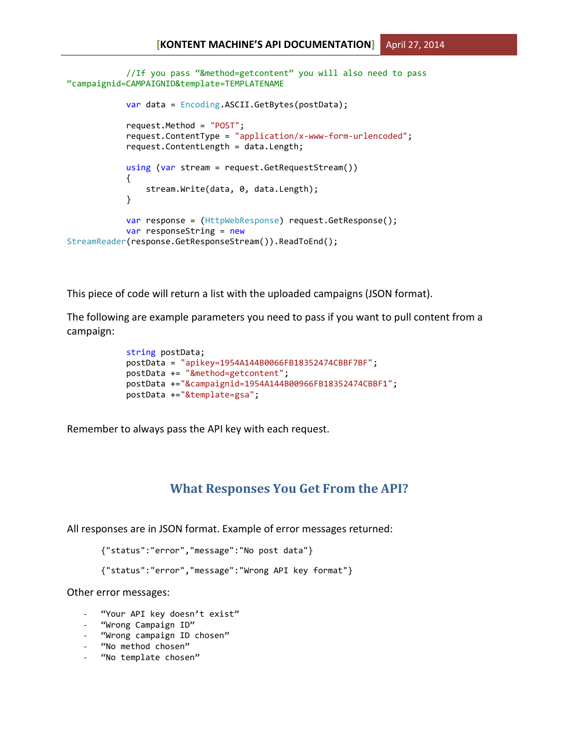```
            //If you pass "&method=getcontent" you will also need to pass
"campaignid=CAMPAIGNID&template=TEMPLATENAME

            var data = Encoding.ASCII.GetBytes(postData);

            request.Method = "POST";
            request.ContentType = "application/x-www-form-urlencoded";
            request.ContentLength = data.Length;

            using (var stream = request.GetRequestStream())
            {
                stream.Write(data, 0, data.Length);
            }

            var response = (HttpWebResponse) request.GetResponse();
            var responseString = new
StreamReader(response.GetResponseStream()).ReadToEnd();
```

This piece of code will return a list with the uploaded campaigns (JSON format).

The following are example parameters you need to pass if you want to pull content from a campaign:

```
            string postData;
            postData = "apikey=1954A144B0066FB18352474CBBF7BF";
            postData += "&method=getcontent";
            postData +="&campaignid=1954A144B00966FB18352474CBBF1";
            postData +="&template=gsa";
```

Remember to always pass the API key with each request.

## What Responses You Get From the API?

All responses are in JSON format. Example of error messages returned:

```
{"status":"error","message":"No post data"}
```

```
{"status":"error","message":"Wrong API key format"}
```

Other error messages:

- "Your API key doesn't exist"
- "Wrong Campaign ID"
- "Wrong campaign ID chosen"
- "No method chosen"
- "No template chosen"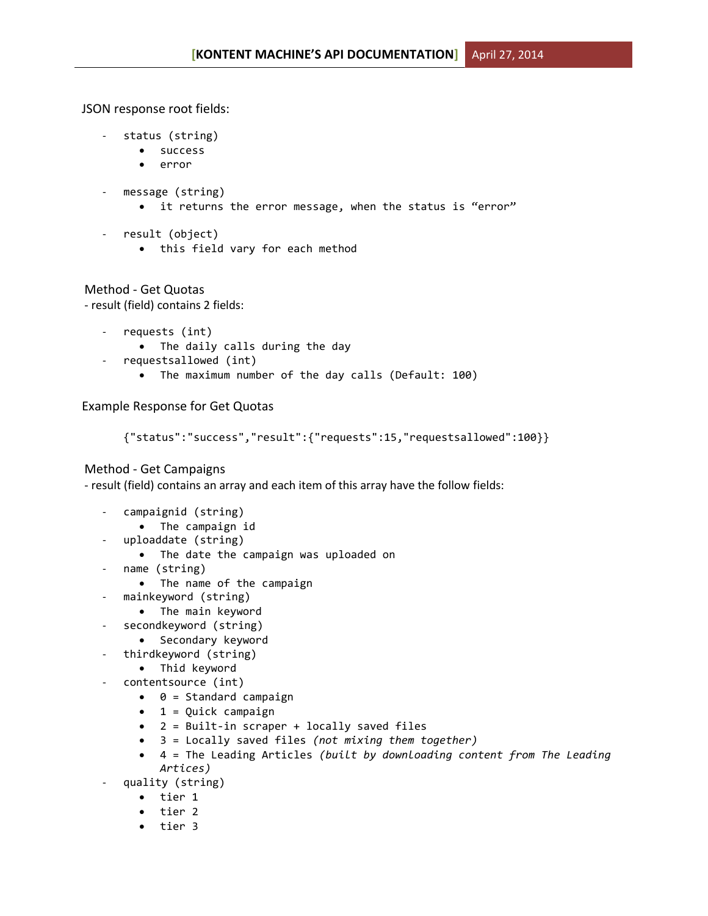JSON response root fields:

- status (string)
  - success
  - error

- message (string)
  - it returns the error message, when the status is "error"

- result (object)
  - this field vary for each method

## Method - Get Quotas

- result (field) contains 2 fields:

- requests (int)
  - The daily calls during the day
- requestsallowed (int)
  - The maximum number of the day calls (Default: 100)

## Example Response for Get Quotas

```
{"status":"success","result":{"requests":15,"requestsallowed":100}}
```

## Method - Get Campaigns

- result (field) contains an array and each item of this array have the follow fields:

- campaignid (string)
  - The campaign id
- uploaddate (string)
  - The date the campaign was uploaded on
- name (string)
  - The name of the campaign
- mainkeyword (string)
  - The main keyword
- secondkeyword (string)
  - Secondary keyword
- thirdkeyword (string)
  - Thid keyword
- contentsource (int)
  - 0 = Standard campaign
  - 1 = Quick campaign
  - 2 = Built-in scraper + locally saved files
  - 3 = Locally saved files *(not mixing them together)*
  - 4 = The Leading Articles *(built by downloading content from The Leading Artices)*
- quality (string)
  - tier 1
  - tier 2
  - tier 3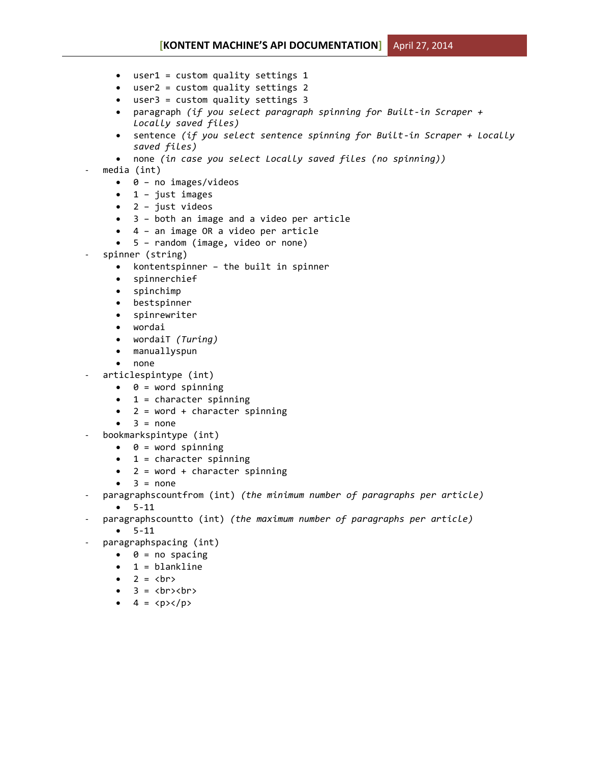- user1 = custom quality settings 1
  - user2 = custom quality settings 2
  - user3 = custom quality settings 3
  - paragraph *(if you select paragraph spinning for Built-in Scraper + Locally saved files)*
  - sentence *(if you select sentence spinning for Built-in Scraper + Locally saved files)*
  - none *(in case you select Locally saved files (no spinning))*
- media (int)
  - 0 – no images/videos
  - 1 – just images
  - 2 – just videos
  - 3 – both an image and a video per article
  - 4 – an image OR a video per article
  - 5 – random (image, video or none)
- spinner (string)
  - kontentspinner – the built in spinner
  - spinnerchief
  - spinchimp
  - bestspinner
  - spinrewriter
  - wordai
  - wordaiT *(Turing)*
  - manuallyspun
  - none
- articlespintype (int)
  - 0 = word spinning
  - 1 = character spinning
  - 2 = word + character spinning
  - 3 = none
- bookmarkspintype (int)
  - 0 = word spinning
  - 1 = character spinning
  - 2 = word + character spinning
  - 3 = none
- paragraphscountfrom (int) *(the minimum number of paragraphs per article)*
  - 5-11
- paragraphscountto (int) *(the maximum number of paragraphs per article)*
  - 5-11
- paragraphspacing (int)
  - 0 = no spacing
  - 1 = blankline
  - 2 = <br>
  - 3 = <br><br>
  - 4 = <p></p>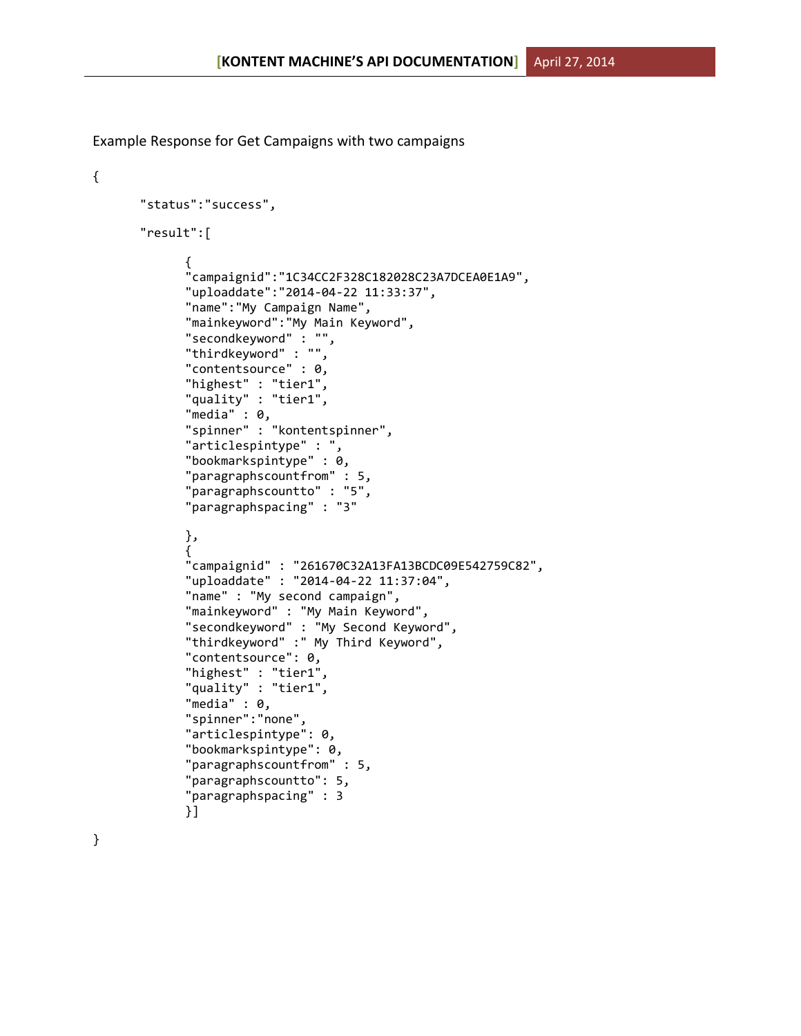Example Response for Get Campaigns with two campaigns

```
{

	"status":"success",

	"result":[

		{
		"campaignid":"1C34CC2F328C182028C23A7DCEA0E1A9",
		"uploaddate":"2014-04-22 11:33:37",
		"name":"My Campaign Name",
		"mainkeyword":"My Main Keyword",
		"secondkeyword" : "",
		"thirdkeyword" : "",
		"contentsource" : 0,
		"highest" : "tier1",
		"quality" : "tier1",
		"media" : 0,
		"spinner" : "kontentspinner",
		"articlespintype" : ",
		"bookmarkspintype" : 0,
		"paragraphscountfrom" : 5,
		"paragraphscountto" : "5",
		"paragraphspacing" : "3"

		},
		{
		"campaignid" : "261670C32A13FA13BCDC09E542759C82",
		"uploaddate" : "2014-04-22 11:37:04",
		"name" : "My second campaign",
		"mainkeyword" : "My Main Keyword",
		"secondkeyword" : "My Second Keyword",
		"thirdkeyword" :" My Third Keyword",
		"contentsource": 0,
		"highest" : "tier1",
		"quality" : "tier1",
		"media" : 0,
		"spinner":"none",
		"articlespintype": 0,
		"bookmarkspintype": 0,
		"paragraphscountfrom" : 5,
		"paragraphscountto": 5,
		"paragraphspacing" : 3
		}]

}
```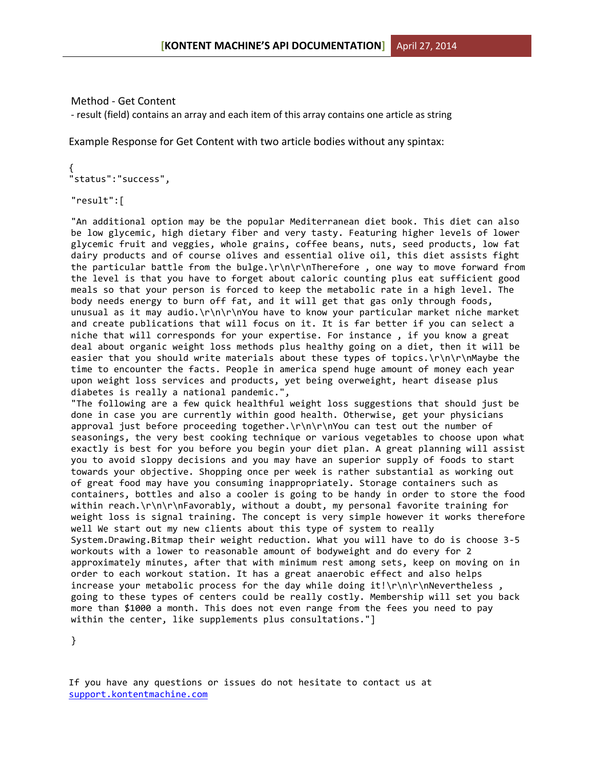Method - Get Content

- result (field) contains an array and each item of this array contains one article as string

Example Response for Get Content with two article bodies without any spintax:

```
{
"status":"success",

 "result":[

 "An additional option may be the popular Mediterranean diet book. This diet can also
 be low glycemic, high dietary fiber and very tasty. Featuring higher levels of lower
 glycemic fruit and veggies, whole grains, coffee beans, nuts, seed products, low fat
 dairy products and of course olives and essential olive oil, this diet assists fight
 the particular battle from the bulge.\r\n\r\nTherefore , one way to move forward from
 the level is that you have to forget about caloric counting plus eat sufficient good
 meals so that your person is forced to keep the metabolic rate in a high level. The
 body needs energy to burn off fat, and it will get that gas only through foods,
 unusual as it may audio.\r\n\r\nYou have to know your particular market niche market
 and create publications that will focus on it. It is far better if you can select a
 niche that will corresponds for your expertise. For instance , if you know a great
 deal about organic weight loss methods plus healthy going on a diet, then it will be
 easier that you should write materials about these types of topics.\r\n\r\nMaybe the
 time to encounter the facts. People in america spend huge amount of money each year
 upon weight loss services and products, yet being overweight, heart disease plus
 diabetes is really a national pandemic.",
 "The following are a few quick healthful weight loss suggestions that should just be
 done in case you are currently within good health. Otherwise, get your physicians
 approval just before proceeding together.\r\n\r\nYou can test out the number of
 seasonings, the very best cooking technique or various vegetables to choose upon what
 exactly is best for you before you begin your diet plan. A great planning will assist
 you to avoid sloppy decisions and you may have an superior supply of foods to start
 towards your objective. Shopping once per week is rather substantial as working out
 of great food may have you consuming inappropriately. Storage containers such as
 containers, bottles and also a cooler is going to be handy in order to store the food
 within reach.\r\n\r\nFavorably, without a doubt, my personal favorite training for
 weight loss is signal training. The concept is very simple however it works therefore
 well We start out my new clients about this type of system to really
 System.Drawing.Bitmap their weight reduction. What you will have to do is choose 3-5
 workouts with a lower to reasonable amount of bodyweight and do every for 2
 approximately minutes, after that with minimum rest among sets, keep on moving on in
 order to each workout station. It has a great anaerobic effect and also helps
 increase your metabolic process for the day while doing it!\r\n\r\nNevertheless ,
 going to these types of centers could be really costly. Membership will set you back
 more than $1000 a month. This does not even range from the fees you need to pay
 within the center, like supplements plus consultations."]

 }
```

If you have any questions or issues do not hesitate to contact us at [support.kontentmachine.com](support.kontentmachine.com)